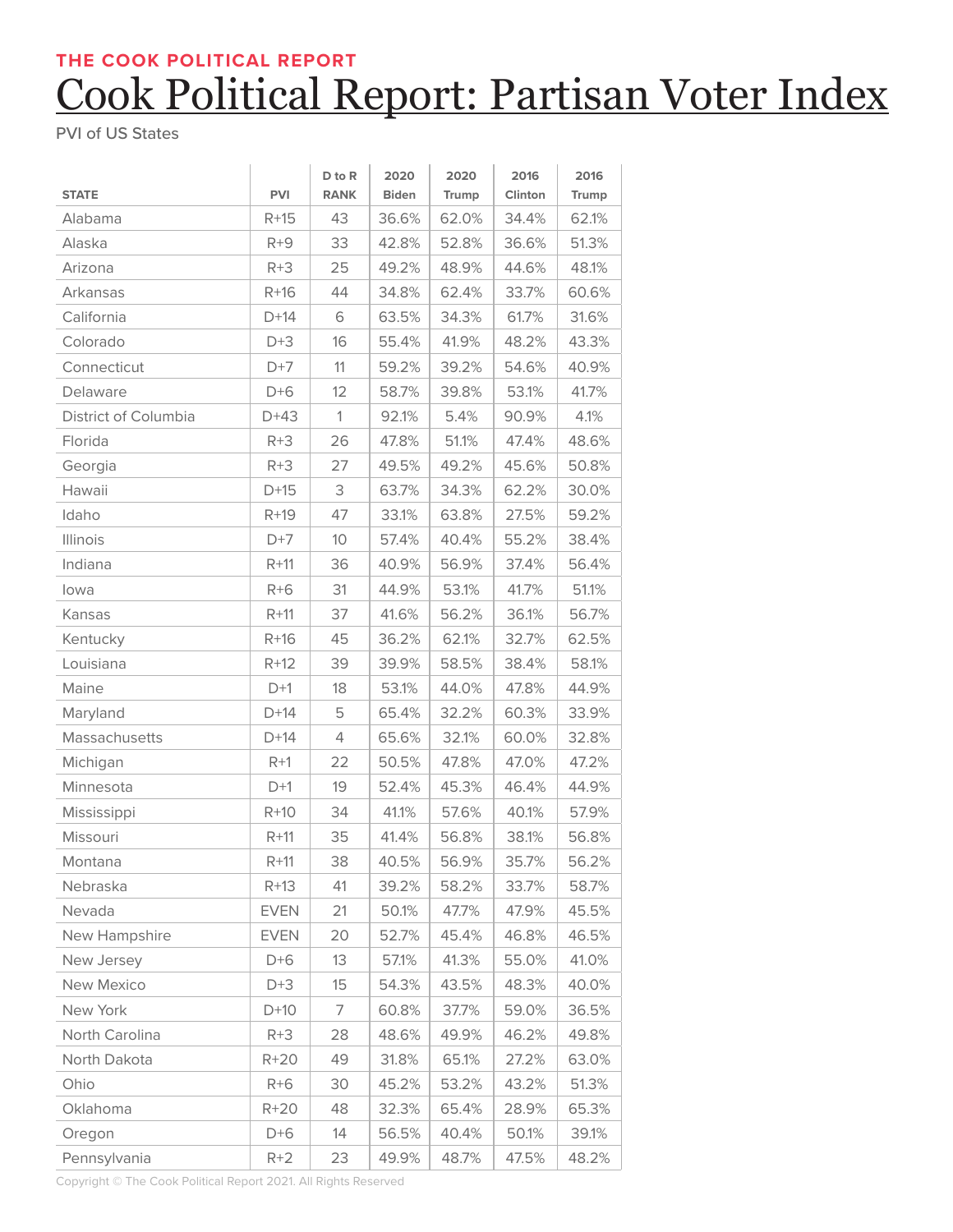THE COOK POLITICAL REPORT

# Cook Political Report: Partisan Voter Index

PVI of US States

| STATE | PVI | D to R RANK | 2020 Biden | 2020 Trump | 2016 Clinton | 2016 Trump |
|---|---|---|---|---|---|---|
| Alabama | R+15 | 43 | 36.6% | 62.0% | 34.4% | 62.1% |
| Alaska | R+9 | 33 | 42.8% | 52.8% | 36.6% | 51.3% |
| Arizona | R+3 | 25 | 49.2% | 48.9% | 44.6% | 48.1% |
| Arkansas | R+16 | 44 | 34.8% | 62.4% | 33.7% | 60.6% |
| California | D+14 | 6 | 63.5% | 34.3% | 61.7% | 31.6% |
| Colorado | D+3 | 16 | 55.4% | 41.9% | 48.2% | 43.3% |
| Connecticut | D+7 | 11 | 59.2% | 39.2% | 54.6% | 40.9% |
| Delaware | D+6 | 12 | 58.7% | 39.8% | 53.1% | 41.7% |
| District of Columbia | D+43 | 1 | 92.1% | 5.4% | 90.9% | 4.1% |
| Florida | R+3 | 26 | 47.8% | 51.1% | 47.4% | 48.6% |
| Georgia | R+3 | 27 | 49.5% | 49.2% | 45.6% | 50.8% |
| Hawaii | D+15 | 3 | 63.7% | 34.3% | 62.2% | 30.0% |
| Idaho | R+19 | 47 | 33.1% | 63.8% | 27.5% | 59.2% |
| Illinois | D+7 | 10 | 57.4% | 40.4% | 55.2% | 38.4% |
| Indiana | R+11 | 36 | 40.9% | 56.9% | 37.4% | 56.4% |
| Iowa | R+6 | 31 | 44.9% | 53.1% | 41.7% | 51.1% |
| Kansas | R+11 | 37 | 41.6% | 56.2% | 36.1% | 56.7% |
| Kentucky | R+16 | 45 | 36.2% | 62.1% | 32.7% | 62.5% |
| Louisiana | R+12 | 39 | 39.9% | 58.5% | 38.4% | 58.1% |
| Maine | D+1 | 18 | 53.1% | 44.0% | 47.8% | 44.9% |
| Maryland | D+14 | 5 | 65.4% | 32.2% | 60.3% | 33.9% |
| Massachusetts | D+14 | 4 | 65.6% | 32.1% | 60.0% | 32.8% |
| Michigan | R+1 | 22 | 50.5% | 47.8% | 47.0% | 47.2% |
| Minnesota | D+1 | 19 | 52.4% | 45.3% | 46.4% | 44.9% |
| Mississippi | R+10 | 34 | 41.1% | 57.6% | 40.1% | 57.9% |
| Missouri | R+11 | 35 | 41.4% | 56.8% | 38.1% | 56.8% |
| Montana | R+11 | 38 | 40.5% | 56.9% | 35.7% | 56.2% |
| Nebraska | R+13 | 41 | 39.2% | 58.2% | 33.7% | 58.7% |
| Nevada | EVEN | 21 | 50.1% | 47.7% | 47.9% | 45.5% |
| New Hampshire | EVEN | 20 | 52.7% | 45.4% | 46.8% | 46.5% |
| New Jersey | D+6 | 13 | 57.1% | 41.3% | 55.0% | 41.0% |
| New Mexico | D+3 | 15 | 54.3% | 43.5% | 48.3% | 40.0% |
| New York | D+10 | 7 | 60.8% | 37.7% | 59.0% | 36.5% |
| North Carolina | R+3 | 28 | 48.6% | 49.9% | 46.2% | 49.8% |
| North Dakota | R+20 | 49 | 31.8% | 65.1% | 27.2% | 63.0% |
| Ohio | R+6 | 30 | 45.2% | 53.2% | 43.2% | 51.3% |
| Oklahoma | R+20 | 48 | 32.3% | 65.4% | 28.9% | 65.3% |
| Oregon | D+6 | 14 | 56.5% | 40.4% | 50.1% | 39.1% |
| Pennsylvania | R+2 | 23 | 49.9% | 48.7% | 47.5% | 48.2% |

Copyright © The Cook Political Report 2021. All Rights Reserved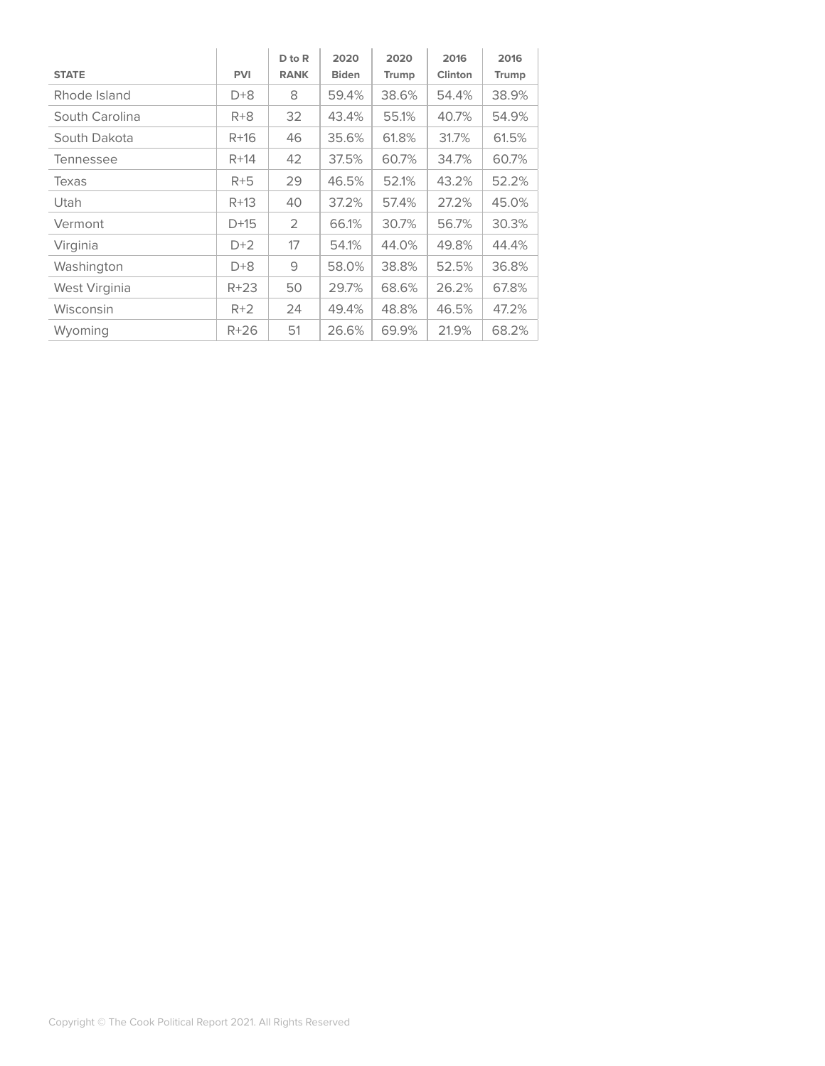| STATE | PVI | D to R RANK | 2020 Biden | 2020 Trump | 2016 Clinton | 2016 Trump |
|---|---|---|---|---|---|---|
| Rhode Island | D+8 | 8 | 59.4% | 38.6% | 54.4% | 38.9% |
| South Carolina | R+8 | 32 | 43.4% | 55.1% | 40.7% | 54.9% |
| South Dakota | R+16 | 46 | 35.6% | 61.8% | 31.7% | 61.5% |
| Tennessee | R+14 | 42 | 37.5% | 60.7% | 34.7% | 60.7% |
| Texas | R+5 | 29 | 46.5% | 52.1% | 43.2% | 52.2% |
| Utah | R+13 | 40 | 37.2% | 57.4% | 27.2% | 45.0% |
| Vermont | D+15 | 2 | 66.1% | 30.7% | 56.7% | 30.3% |
| Virginia | D+2 | 17 | 54.1% | 44.0% | 49.8% | 44.4% |
| Washington | D+8 | 9 | 58.0% | 38.8% | 52.5% | 36.8% |
| West Virginia | R+23 | 50 | 29.7% | 68.6% | 26.2% | 67.8% |
| Wisconsin | R+2 | 24 | 49.4% | 48.8% | 46.5% | 47.2% |
| Wyoming | R+26 | 51 | 26.6% | 69.9% | 21.9% | 68.2% |

Copyright © The Cook Political Report 2021. All Rights Reserved